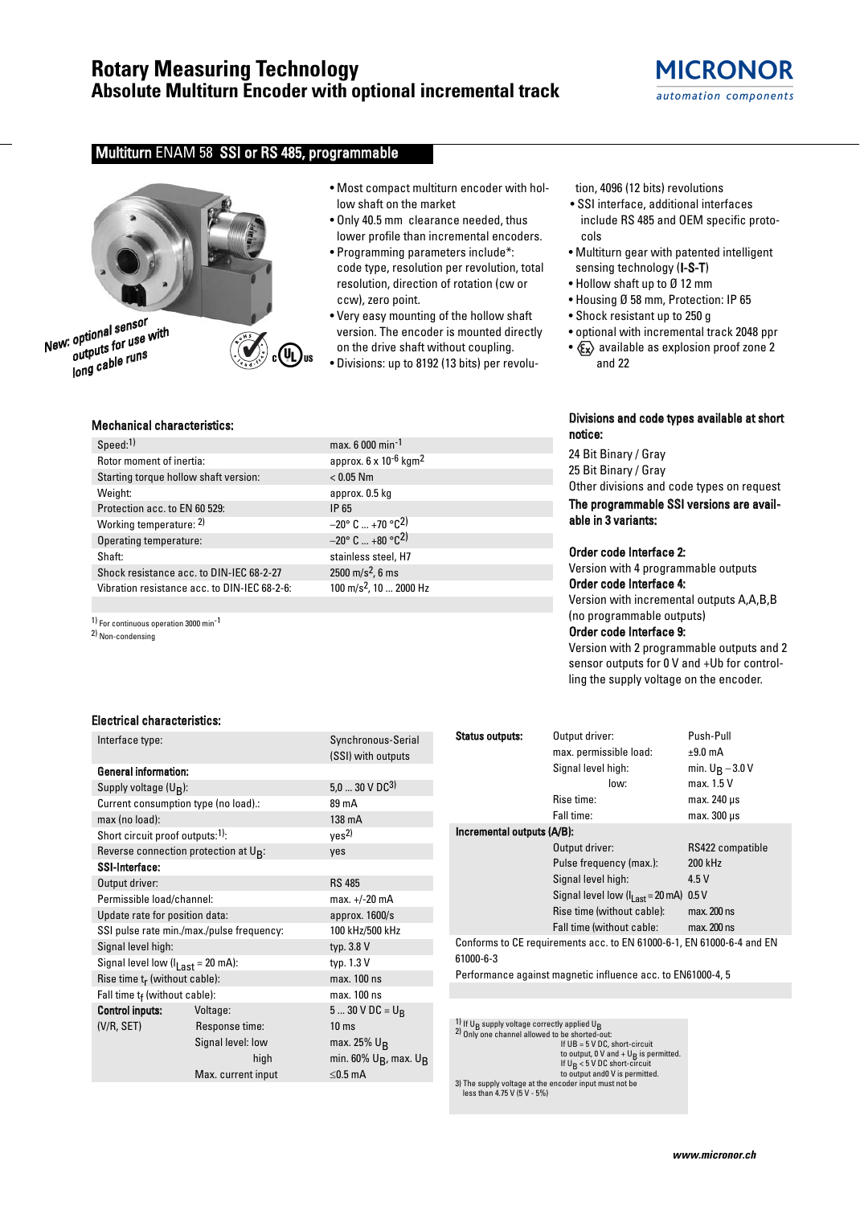# Rotary Measuring Technology
## Absolute Multiturn Encoder with optional incremental track

MICRONOR
automation components

## Multiturn ENAM 58 SSI or RS 485, programmable

New: optional sensor outputs for use with long cable runs

- Most compact multiturn encoder with hollow shaft on the market
- Only 40.5 mm clearance needed, thus lower profile than incremental encoders.
- Programming parameters include*: code type, resolution per revolution, total resolution, direction of rotation (cw or ccw), zero point.
- Very easy mounting of the hollow shaft version. The encoder is mounted directly on the drive shaft without coupling.
- Divisions: up to 8192 (13 bits) per revolution, 4096 (12 bits) revolutions
- SSI interface, additional interfaces include RS 485 and OEM specific protocols
- Multiturn gear with patented intelligent sensing technology (**I-S-T**)
- Hollow shaft up to Ø 12 mm
- Housing Ø 58 mm, Protection: IP 65
- Shock resistant up to 250 g
- optional with incremental track 2048 ppr
- Ex available as explosion proof zone 2 and 22

### Mechanical characteristics:

| | |
|---|---|
| Speed:[1] | max. 6 000 $min^{-1}$ |
| Rotor moment of inertia: | approx. 6 x $10^{-6}$ $kgm^2$ |
| Starting torque hollow shaft version: | < 0.05 Nm |
| Weight: | approx. 0.5 kg |
| Protection acc. to EN 60 529: | IP 65 |
| Working temperature: [2] | –20° C ... +70 °C[2] |
| Operating temperature: | –20° C ... +80 °C[2] |
| Shaft: | stainless steel, H7 |
| Shock resistance acc. to DIN-IEC 68-2-27 | 2500 $m/s^2$, 6 ms |
| Vibration resistance acc. to DIN-IEC 68-2-6: | 100 $m/s^2$, 10 ... 2000 Hz |

[1] For continuous operation 3000 $min^{-1}$
[2] Non-condensing

### Divisions and code types available at short notice:

24 Bit Binary / Gray
25 Bit Binary / Gray
Other divisions and code types on request

**The programmable SSI versions are available in 3 variants:**

**Order code Interface 2:**
Version with 4 programmable outputs

**Order code Interface 4:**
Version with incremental outputs A,A,B,B (no programmable outputs)

**Order code Interface 9:**
Version with 2 programmable outputs and 2 sensor outputs for 0 V and +Ub for controlling the supply voltage on the encoder.

### Electrical characteristics:

| | | |
|---|---|---|
| Interface type: | | Synchronous-Serial (SSI) with outputs |
| **General information:** | | |
| Supply voltage ($U_B$): | | 5,0 ... 30 V DC[3] |
| Current consumption type (no load).: | | 89 mA |
| max (no load): | | 138 mA |
| Short circuit proof outputs:[1]: | | yes[2] |
| Reverse connection protection at $U_B$: | | yes |
| **SSI-Interface:** | | |
| Output driver: | | RS 485 |
| Permissible load/channel: | | max. +/-20 mA |
| Update rate for position data: | | approx. 1600/s |
| SSI pulse rate min./max./pulse frequency: | | 100 kHz/500 kHz |
| Signal level high: | | typ. 3.8 V |
| Signal level low ($I_{Last}$ = 20 mA): | | typ. 1.3 V |
| Rise time $t_r$ (without cable): | | max. 100 ns |
| Fall time $t_f$ (without cable): | | max. 100 ns |
| **Control inputs:** | Voltage: | 5 ... 30 V DC = $U_B$ |
| (V/R, SET) | Response time: | 10 ms |
| | Signal level: low | max. 25% $U_B$ |
| | high | min. 60% $U_B$, max. $U_B$ |
| | Max. current input | ≤0.5 mA |

| | | |
|---|---|---|
| **Status outputs:** | Output driver: | Push-Pull |
| | max. permissible load: | ±9.0 mA |
| | Signal level high: | min. $U_B$ – 3.0 V |
| | low: | max. 1.5 V |
| | Rise time: | max. 240 µs |
| | Fall time: | max. 300 µs |
| **Incremental outputs (A/B):** | | |
| | Output driver: | RS422 compatible |
| | Pulse frequency (max.): | 200 kHz |
| | Signal level high: | 4.5 V |
| | Signal level low ($I_{Last}$ = 20 mA) | 0.5 V |
| | Rise time (without cable): | max. 200 ns |
| | Fall time (without cable: | max. 200 ns |

Conforms to CE requirements acc. to EN 61000-6-1, EN 61000-6-4 and EN 61000-6-3

Performance against magnetic influence acc. to EN61000-4, 5

[1] If $U_B$ supply voltage correctly applied $U_B$
[2] Only one channel allowed to be shorted-out:
If UB = 5 V DC, short-circuit to output, 0 V and + $U_B$ is permitted.
If $U_B$ < 5 V DC short-circuit to output and0 V is permitted.
3) The supply voltage at the encoder input must not be less than 4.75 V (5 V - 5%)

www.micronor.ch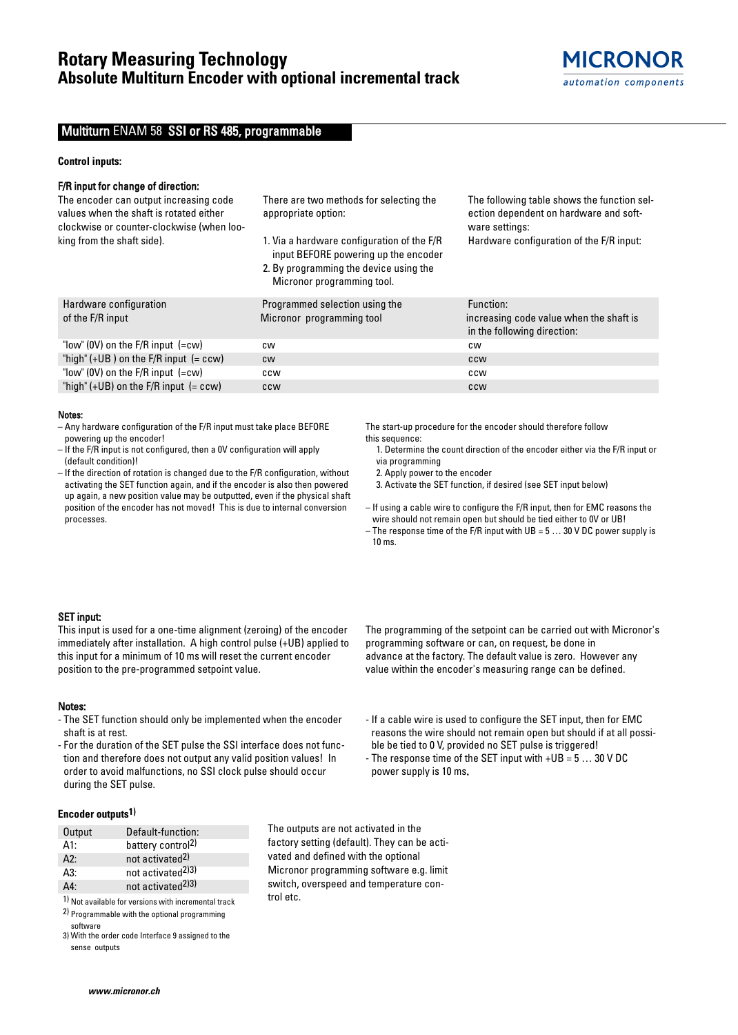# Rotary Measuring Technology
## Absolute Multiturn Encoder with optional incremental track

## Multiturn ENAM 58 SSI or RS 485, programmable

### Control inputs:

### F/R input for change of direction:

The encoder can output increasing code values when the shaft is rotated either clockwise or counter-clockwise (when looking from the shaft side).

There are two methods for selecting the appropriate option:

1. Via a hardware configuration of the F/R input BEFORE powering up the encoder
2. By programming the device using the Micronor programming tool.

The following table shows the function selection dependent on hardware and software settings:
Hardware configuration of the F/R input:

| Hardware configuration of the F/R input | Programmed selection using the Micronor programming tool | Function: increasing code value when the shaft is in the following direction: |
|---|---|---|
| "low" (0V) on the F/R input (=cw) | cw | cw |
| "high" (+UB ) on the F/R input (= ccw) | cw | ccw |
| "low" (0V) on the F/R input (=cw) | ccw | ccw |
| "high" (+UB) on the F/R input (= ccw) | ccw | ccw |

**Notes:**

- Any hardware configuration of the F/R input must take place BEFORE powering up the encoder!
- If the F/R input is not configured, then a 0V configuration will apply (default condition)!
- If the direction of rotation is changed due to the F/R configuration, without activating the SET function again, and if the encoder is also then powered up again, a new position value may be outputted, even if the physical shaft position of the encoder has not moved! This is due to internal conversion processes.

The start-up procedure for the encoder should therefore follow this sequence:

1. Determine the count direction of the encoder either via the F/R input or via programming
2. Apply power to the encoder
3. Activate the SET function, if desired (see SET input below)

- If using a cable wire to configure the F/R input, then for EMC reasons the wire should not remain open but should be tied either to 0V or UB!
- The response time of the F/R input with UB = 5 … 30 V DC power supply is 10 ms.

### SET input:

This input is used for a one-time alignment (zeroing) of the encoder immediately after installation. A high control pulse (+UB) applied to this input for a minimum of 10 ms will reset the current encoder position to the pre-programmed setpoint value.

The programming of the setpoint can be carried out with Micronor's programming software or can, on request, be done in advance at the factory. The default value is zero. However any value within the encoder's measuring range can be defined.

**Notes:**

- The SET function should only be implemented when the encoder shaft is at rest.
- For the duration of the SET pulse the SSI interface does not function and therefore does not output any valid position values! In order to avoid malfunctions, no SSI clock pulse should occur during the SET pulse.
- If a cable wire is used to configure the SET input, then for EMC reasons the wire should not remain open but should if at all possible be tied to 0 V, provided no SET pulse is triggered!
- The response time of the SET input with +UB = 5 … 30 V DC power supply is 10 ms.

### Encoder outputs[1)]

| Output | Default-function: |
|---|---|
| A1: | battery control[2)] |
| A2: | not activated[2)] |
| A3: | not activated[2)3)] |
| A4: | not activated[2)3)] |

1) Not available for versions with incremental track
2) Programmable with the optional programming software
3) With the order code Interface 9 assigned to the sense outputs

The outputs are not activated in the factory setting (default). They can be activated and defined with the optional Micronor programming software e.g. limit switch, overspeed and temperature control etc.

www.micronor.ch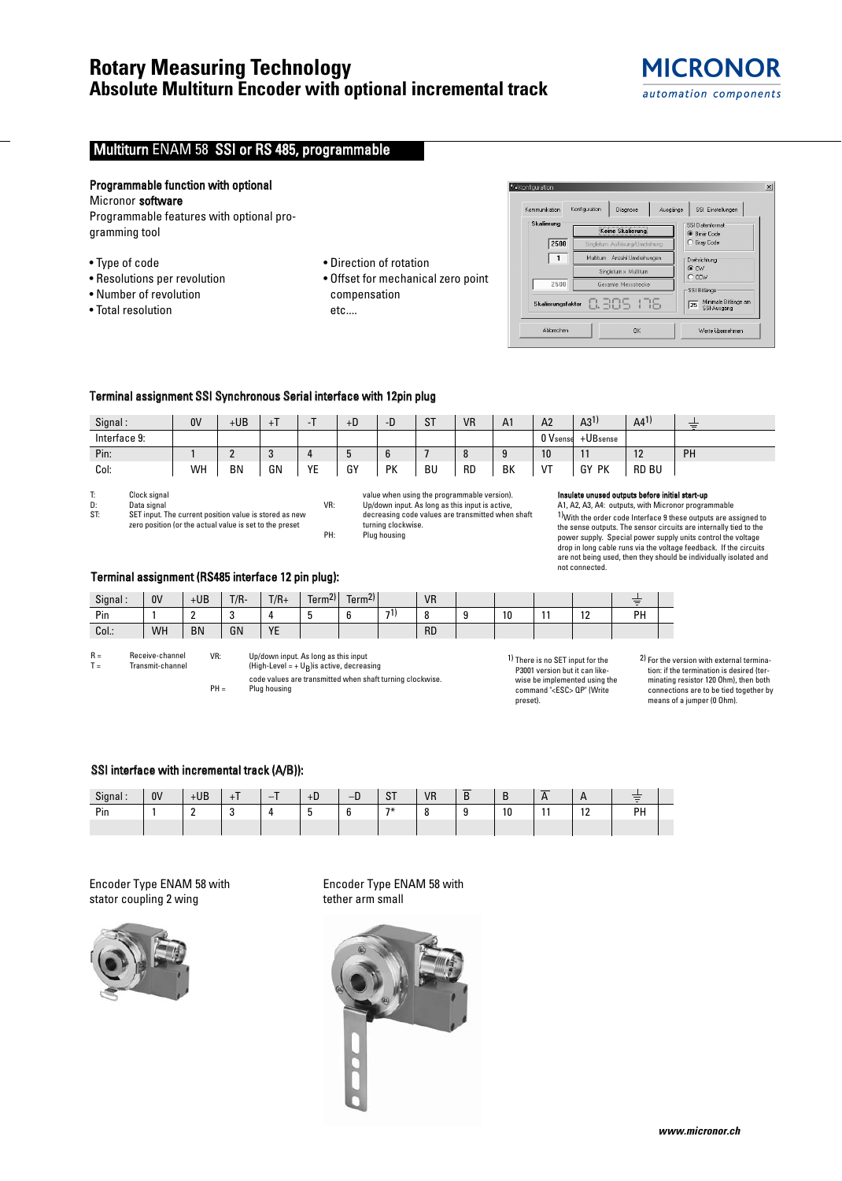# Rotary Measuring Technology
## Absolute Multiturn Encoder with optional incremental track

## Multiturn ENAM 58 SSI or RS 485, programmable

**Programmable function with optional**
Micronor **software**
Programmable features with optional programming tool

- Type of code
- Resolutions per revolution
- Number of revolution
- Total resolution
- Direction of rotation
- Offset for mechanical zero point compensation
etc....

### Terminal assignment SSI Synchronous Serial interface with 12pin plug

| Signal : | 0V | +UB | +T | -T | +D | -D | ST | VR | A1 | A2 | A3[1] | A4[1] | ⏚ |
|---|---|---|---|---|---|---|---|---|---|---|---|---|---|
| Interface 9: | | | | | | | | | | 0 Vsense | +UBsense | | |
| Pin: | 1 | 2 | 3 | 4 | 5 | 6 | 7 | 8 | 9 | 10 | 11 | 12 | PH |
| Col: | WH | BN | GN | YE | GY | PK | BU | RD | BK | VT | GY PK | RD BU | |

T: Clock signal
D: Data signal
ST: SET input. The current position value is stored as new zero position (or the actual value is set to the preset value when using the programmable version).
VR: Up/down input. As long as this input is active, decreasing code values are transmitted when shaft turning clockwise.
PH: Plug housing

**Insulate unused outputs before initial start-up**
A1, A2, A3, A4: outputs, with Micronor programmable
[1]With the order code Interface 9 these outputs are assigned to the sense outputs. The sensor circuits are internally tied to the power supply. Special power supply units control the voltage drop in long cable runs via the voltage feedback. If the circuits are not being used, then they should be individually isolated and not connected.

### Terminal assignment (RS485 interface 12 pin plug):

| Signal : | 0V | +UB | T/R- | T/R+ | Term[2] | Term[2] | | VR | | | | | ⏚ |
|---|---|---|---|---|---|---|---|---|---|---|---|---|---|
| Pin | 1 | 2 | 3 | 4 | 5 | 6 | 7[1] | 8 | 9 | 10 | 11 | 12 | PH |
| Col.: | WH | BN | GN | YE | | | | RD | | | | | |

R = Receive-channel
T = Transmit-channel
VR: Up/down input. As long as this input (High-Level = + $U_B$)is active, decreasing code values are transmitted when shaft turning clockwise.
PH = Plug housing

[1] There is no SET input for the P3001 version but it can likewise be implemented using the command "<ESC> QP" (Write preset).

[2] For the version with external termination: if the termination is desired (terminating resistor 120 Ohm), then both connections are to be tied together by means of a jumper (0 Ohm).

### SSI interface with incremental track (A/B)):

| Signal : | 0V | +UB | +T | –T | +D | –D | ST | VR | B̄ | B | Ā | A | ⏚ |
|---|---|---|---|---|---|---|---|---|---|---|---|---|---|
| Pin | 1 | 2 | 3 | 4 | 5 | 6 | 7* | 8 | 9 | 10 | 11 | 12 | PH |
| | | | | | | | | | | | | | |

Encoder Type ENAM 58 with stator coupling 2 wing

Encoder Type ENAM 58 with tether arm small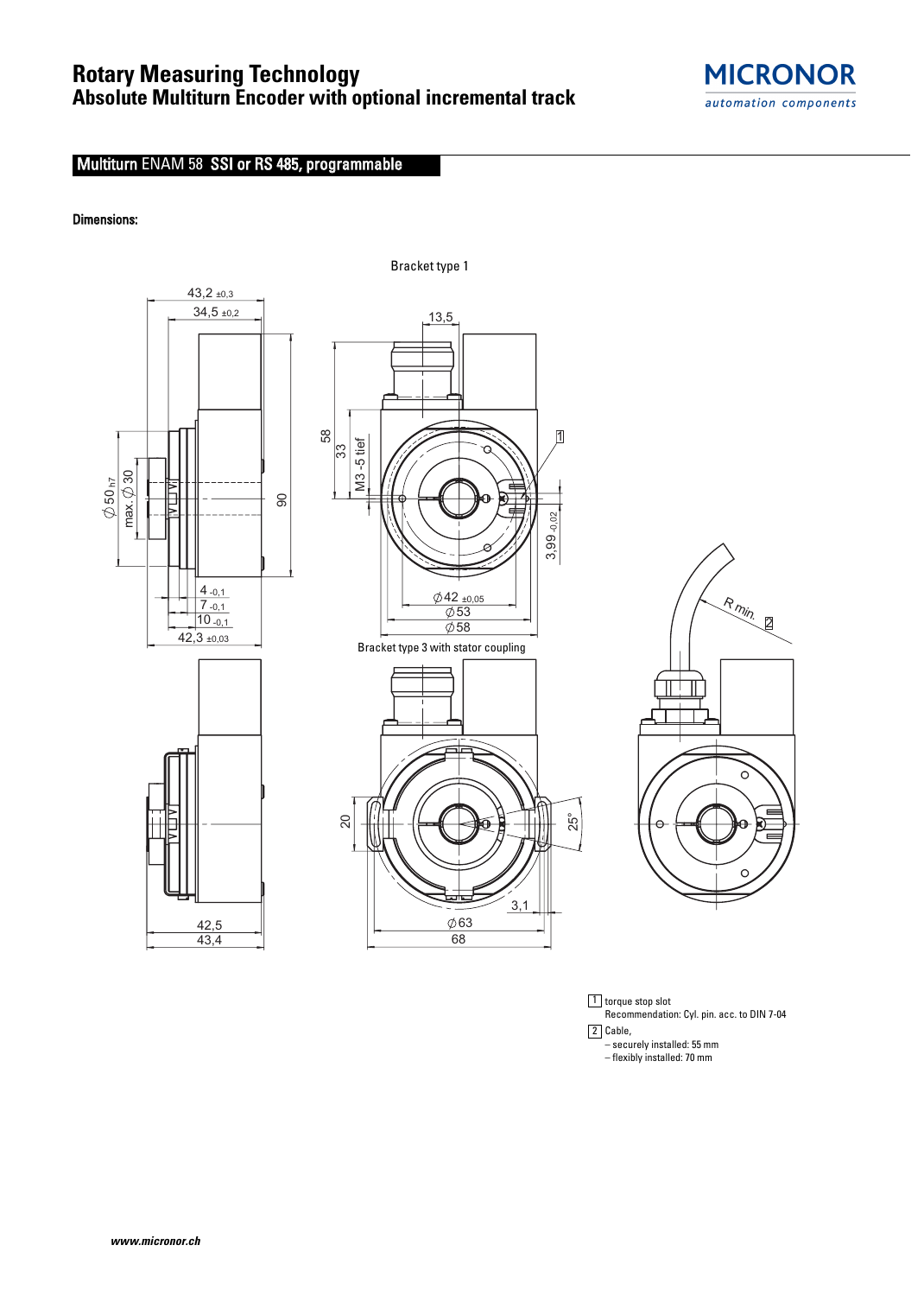# Rotary Measuring Technology

## Absolute Multiturn Encoder with optional incremental track

MICRONOR
automation components

### Multiturn ENAM 58 SSI or RS 485, programmable

**Dimensions:**

Bracket type 1

43,2 ±0,3
34,5 ±0,2
13,5
58
33
M3 -5 tief
90
∅ 50 h7
max. ∅ 30
3,99 -0,02
4 -0,1
7 -0,1
10 -0,1
42,3 ±0,03
∅ 42 ±0,05
∅ 53
∅ 58
1

Bracket type 3 with stator coupling

20
25°
3,1
∅ 63
68
42,5
43,4

R min.
2

1 torque stop slot
Recommendation: Cyl. pin. acc. to DIN 7-04

2 Cable,
– securely installed: 55 mm
– flexibly installed: 70 mm

*www.micronor.ch*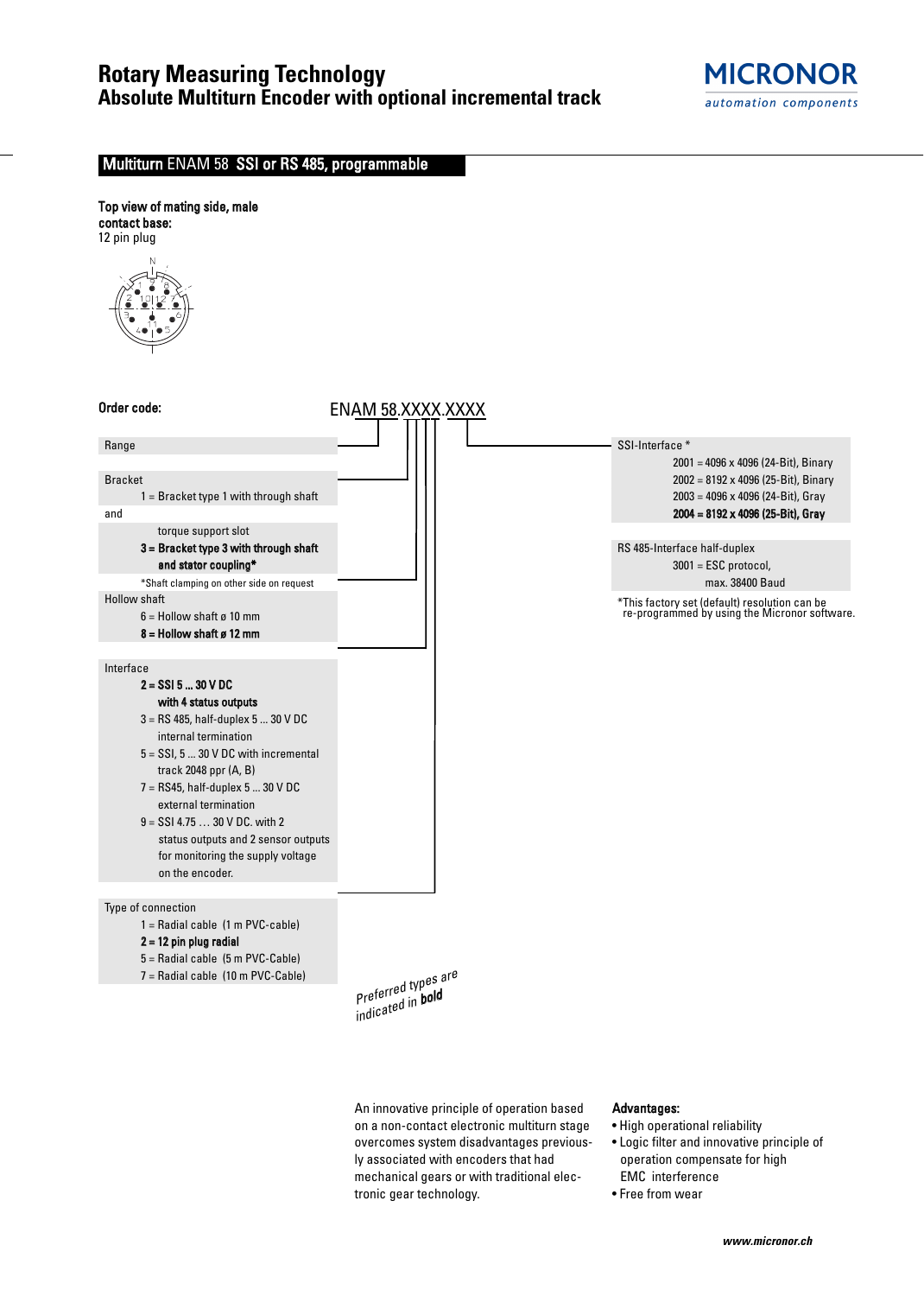# Rotary Measuring Technology
## Absolute Multiturn Encoder with optional incremental track

MICRONOR
automation components

### Multiturn ENAM 58 SSI or RS 485, programmable

**Top view of mating side, male contact base:**
12 pin plug

N
1 9 8
2 10 12 7
3 6
4 11 5

**Order code:**

ENAM 58.XXXX.XXXX

Range

Bracket
1 = Bracket type 1 with through shaft
and
torque support slot
**3 = Bracket type 3 with through shaft and stator coupling***
*Shaft clamping on other side on request

Hollow shaft
6 = Hollow shaft ø 10 mm
**8 = Hollow shaft ø 12 mm**

Interface
**2 = SSI 5 ... 30 V DC with 4 status outputs**
3 = RS 485, half-duplex 5 ... 30 V DC internal termination
5 = SSI, 5 ... 30 V DC with incremental track 2048 ppr (A, B)
7 = RS45, half-duplex 5 ... 30 V DC external termination
9 = SSI 4.75 … 30 V DC. with 2 status outputs and 2 sensor outputs for monitoring the supply voltage on the encoder.

Type of connection
1 = Radial cable (1 m PVC-cable)
**2 = 12 pin plug radial**
5 = Radial cable (5 m PVC-Cable)
7 = Radial cable (10 m PVC-Cable)

SSI-Interface *
2001 = 4096 x 4096 (24-Bit), Binary
2002 = 8192 x 4096 (25-Bit), Binary
2003 = 4096 x 4096 (24-Bit), Gray
**2004 = 8192 x 4096 (25-Bit), Gray**

RS 485-Interface half-duplex
3001 = ESC protocol, max. 38400 Baud

*This factory set (default) resolution can be re-programmed by using the Micronor software.

*Preferred types are indicated in **bold***

An innovative principle of operation based on a non-contact electronic multiturn stage overcomes system disadvantages previously associated with encoders that had mechanical gears or with traditional electronic gear technology.

**Advantages:**
- High operational reliability
- Logic filter and innovative principle of operation compensate for high EMC interference
- Free from wear

www.micronor.ch